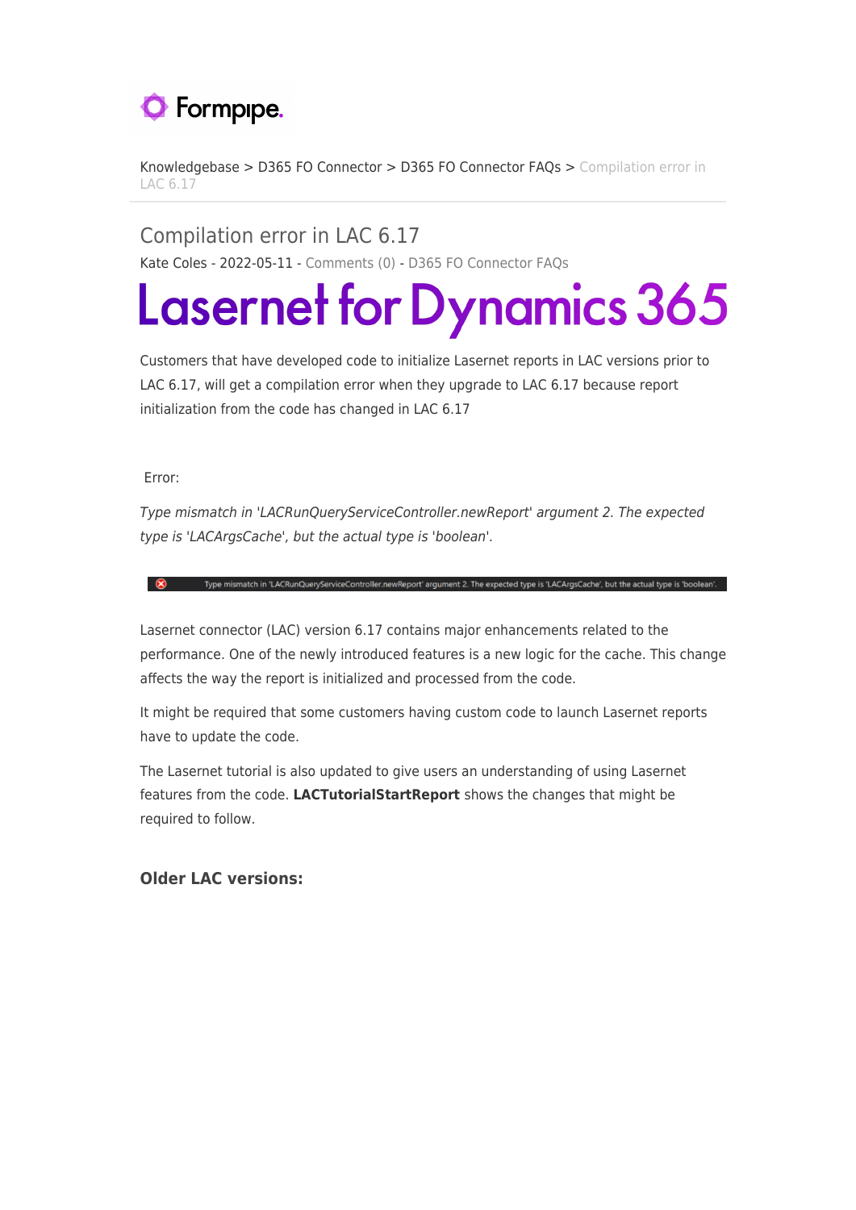Knowledgebase > D365 FO Connector > D365 FO Connector FAQs > Compilation error in LAC 6.17

# Compilation error in LAC 6.17

Kate Coles - 2022-05-11 - Comments (0) - D365 FO Connector FAQs

Lasernet for Dynamics 365

Customers that have developed code to initialize Lasernet reports in LAC versions prior to LAC 6.17, will get a compilation error when they upgrade to LAC 6.17 because report initialization from the code has changed in LAC 6.17

Error:

*Type mismatch in 'LACRunQueryServiceController.newReport' argument 2. The expected type is 'LACArgsCache', but the actual type is 'boolean'.*

Type mismatch in 'LACRunQueryServiceController.newReport' argument 2. The expected type is 'LACArgsCache', but the actual type is 'boolean'.

Lasernet connector (LAC) version 6.17 contains major enhancements related to the performance. One of the newly introduced features is a new logic for the cache. This change affects the way the report is initialized and processed from the code.

It might be required that some customers having custom code to launch Lasernet reports have to update the code.

The Lasernet tutorial is also updated to give users an understanding of using Lasernet features from the code. **LACTutorialStartReport** shows the changes that might be required to follow.

### Older LAC versions: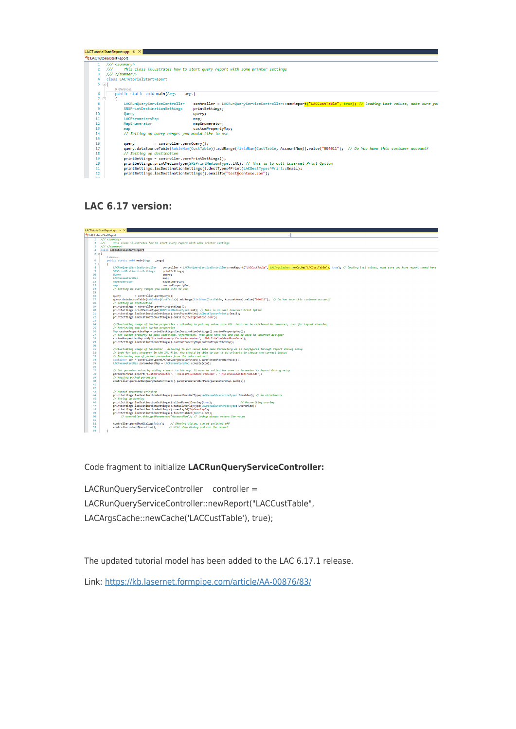```
LACTutorialStartReport.xpp
LACTutorialStartReport
1   /// <summary>
2   ///     This class illustrates how to start query report with some printer settings
3   /// </summary>
4   class LACTutorialStartReport
5   {
        0 references
6       public static void main(Args    _args)
7       {
8           LACRunQueryServiceController    controller = LACRunQueryServiceController::newReport("LACCustTable", true); // Loading last values, make sure you
9           SRSPrintDestinationSettings     printSettings;
10          Query                           query;
11          LACParametersMap                map;
12          MapEnumerator                   mapEnumerator;
13          map                             customPropertyMap;
14          // Setting up query ranges you would like to use
15
16          query           = controller.parmQuery();
17          query.dataSourceTable(tableNum(CustTable)).addRange(fieldNum(CustTable, AccountNum)).value("004011");  // Do You have this customer account?
18          // Setting up destination
19          printSettings = controller.parmPrintSettings();
20          printSettings.printMediumType(SRSPrintMediumType::LAC); // This is to call Lasernet Print Option
21          printSettings.lacDestinationSettings().destTypes4Print(LACDestTypes4Print::Email);
22          printSettings.lacDestinationSettings().emailTo("test@contoso.com");
```

## LAC 6.17 version:

```
LACTutorialStartReport.xpp
LACTutorialStartReport
1   /// <summary>
2   ///     This class illustrates how to start query report with some printer settings
3   /// </summary>
4   class LACTutorialStartReport
5   {
        0 references
6       public static void main(Args    _args)
7       {
8           LACRunQueryServiceController    controller = LACRunQueryServiceController::newReport("LACCustTable", LACArgsCache::newCache('LACCustTable'), true); // Loading last values, make sure you have report named here
9           SRSPrintDestinationSettings     printSettings;
10          Query                           query;
11          LACParametersMap                map;
12          MapEnumerator                   mapEnumerator;
13          map                             customPropertyMap;
14          // Setting up query ranges you would like to use
15
16          query           = controller.parmQuery();
17          query.dataSourceTable(tableNum(CustTable)).addRange(fieldNum(CustTable, AccountNum)).value("004011");  // Do You have this customer account?
18          // Setting up destination
19          printSettings = controller.parmPrintSettings();
20          printSettings.printMediumType(SRSPrintMediumType::LAC); // This is to call Lasernet Print Option
21          printSettings.lacDestinationSettings().destTypes4Print(LACDestTypes4Print::Email);
22          printSettings.lacDestinationSettings().emailTo("test@contoso.com");
23
24          //Illustrating usage of Custom properties - allowing to put any value into XML  that can be retrieved in Lasernet, i.e. for Layout choosing
25          // Retrieving map with Custom properties
26          Map customPropertiesMap = printSettings.lacDestinationSettings().customPropertyMap();
27          // Set custom property to pass Additional information. This goes into XML and can be used in Lasernet designer
28          customPropertiesMap.add('CustomProperty_CustomParameter', 'ThisIsValueAddedFromCode');
29          printSettings.lacDestinationSettings().customPropertyMap(customPropertiesMap);
30
31          //Illustrating usage of Parameter - allowing to put value into some Parameter as is configured through Report dialog setup
32          // Look for this property in the XML file. You should be able to use it as criteria to choose the correct Layout
33          // Retrieving map of packed parameters from the data contract
34          container con = controller.parmLACRunQueryDataContract().parmParametersRunPack();
35          LACParametersMap parametersMap = LACParametersMap::create(con);
36
37          // Set parameter value by adding element to the map. It must be called the same as Parameter in Report Dialog setup
38          parametersMap.insert('CustomParameter', 'ThisIsValueAddedFromCode', 'ThisIsValueAddedFromCode');
39          // Missing packed parameters
40          controller.parmLACRunQueryDataContract().parmParametersRunPack(parametersMap.pack());
41
42
43          // Attach documents printing
44          printSettings.lacDestinationSettings().manualDocuRefType(LACManualOverwriteType::Disabled); // No attachments
45          // String up overlay
46          printSettings.lacDestinationSettings().allowManualOverlay(true);                // Overwriting overlay
47          printSettings.lacDestinationSettings().manualOverlayType(LACManualOverwriteType::Overwrite);
48          printSettings.lacDestinationSettings().overlayId("MyOverlay");
49          printSettings.lacDestinationSettings().forceEnabled(NoYes::Yes);
50              // controller.this.getParameter('AccountNum'); // lookup always return Str value
51
52          controller.parmShowDialog(false);   // Showing dialog, can be switched off
53          controller.startOperation();        // Will show dialog and run the report
54      }
```

Code fragment to initialize **LACRunQueryServiceController:**

LACRunQueryServiceController    controller = LACRunQueryServiceController::newReport("LACCustTable", LACArgsCache::newCache('LACCustTable'), true);

The updated tutorial model has been added to the LAC 6.17.1 release.

Link: [https://kb.lasernet.formpipe.com/article/AA-00876/83/](https://kb.lasernet.formpipe.com/article/AA-00876/83/)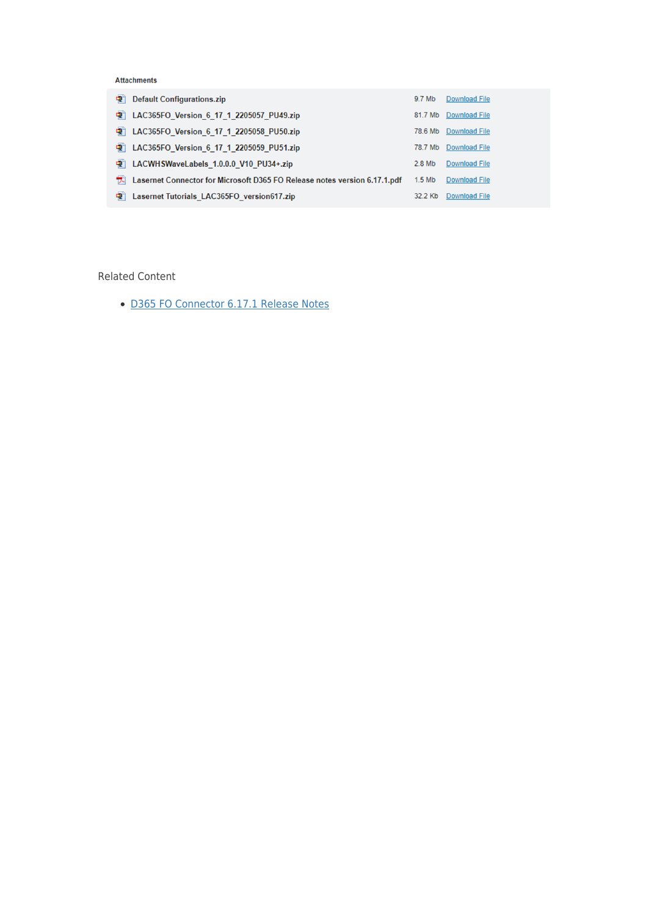**Attachments**

| | | |
|---|---|---|
| Default Configurations.zip | 9.7 Mb | Download File |
| LAC365FO_Version_6_17_1_2205057_PU49.zip | 81.7 Mb | Download File |
| LAC365FO_Version_6_17_1_2205058_PU50.zip | 78.6 Mb | Download File |
| LAC365FO_Version_6_17_1_2205059_PU51.zip | 78.7 Mb | Download File |
| LACWHSWaveLabels_1.0.0.0_V10_PU34+.zip | 2.8 Mb | Download File |
| Lasernet Connector for Microsoft D365 FO Release notes version 6.17.1.pdf | 1.5 Mb | Download File |
| Lasernet Tutorials_LAC365FO_version617.zip | 32.2 Kb | Download File |

Related Content

- D365 FO Connector 6.17.1 Release Notes